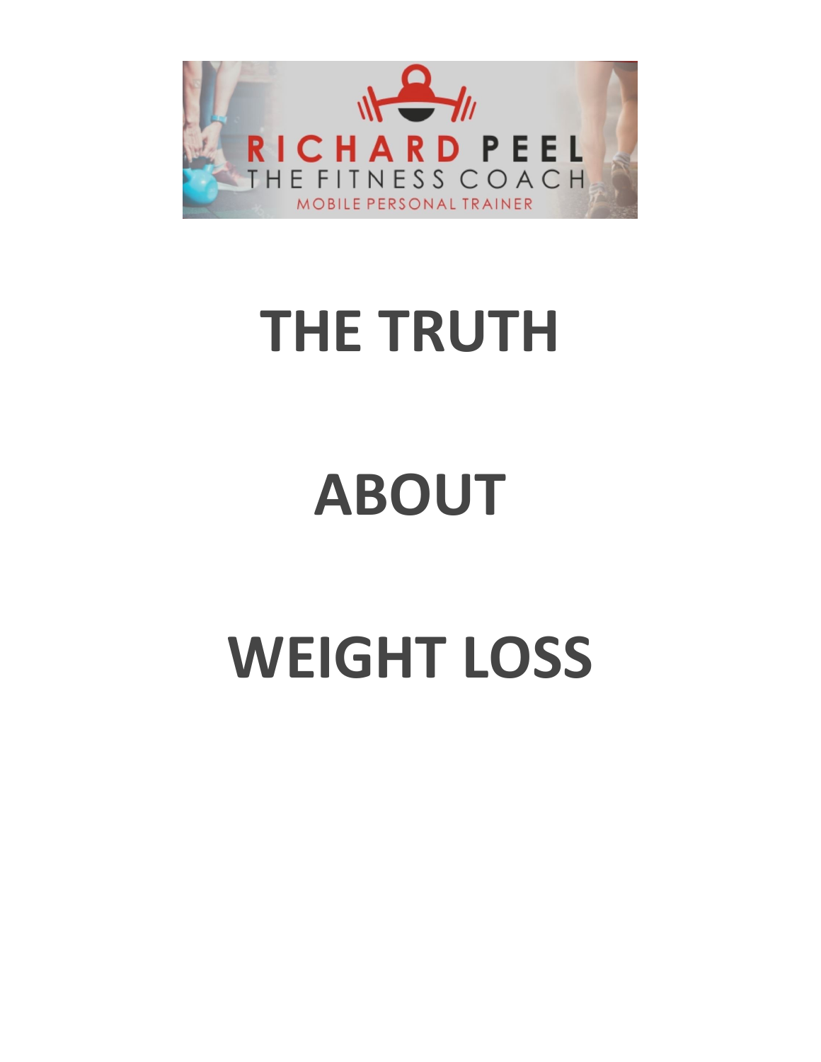RICHARD PEEL
THE FITNESS COACH
MOBILE PERSONAL TRAINER

# THE TRUTH

# ABOUT

# WEIGHT LOSS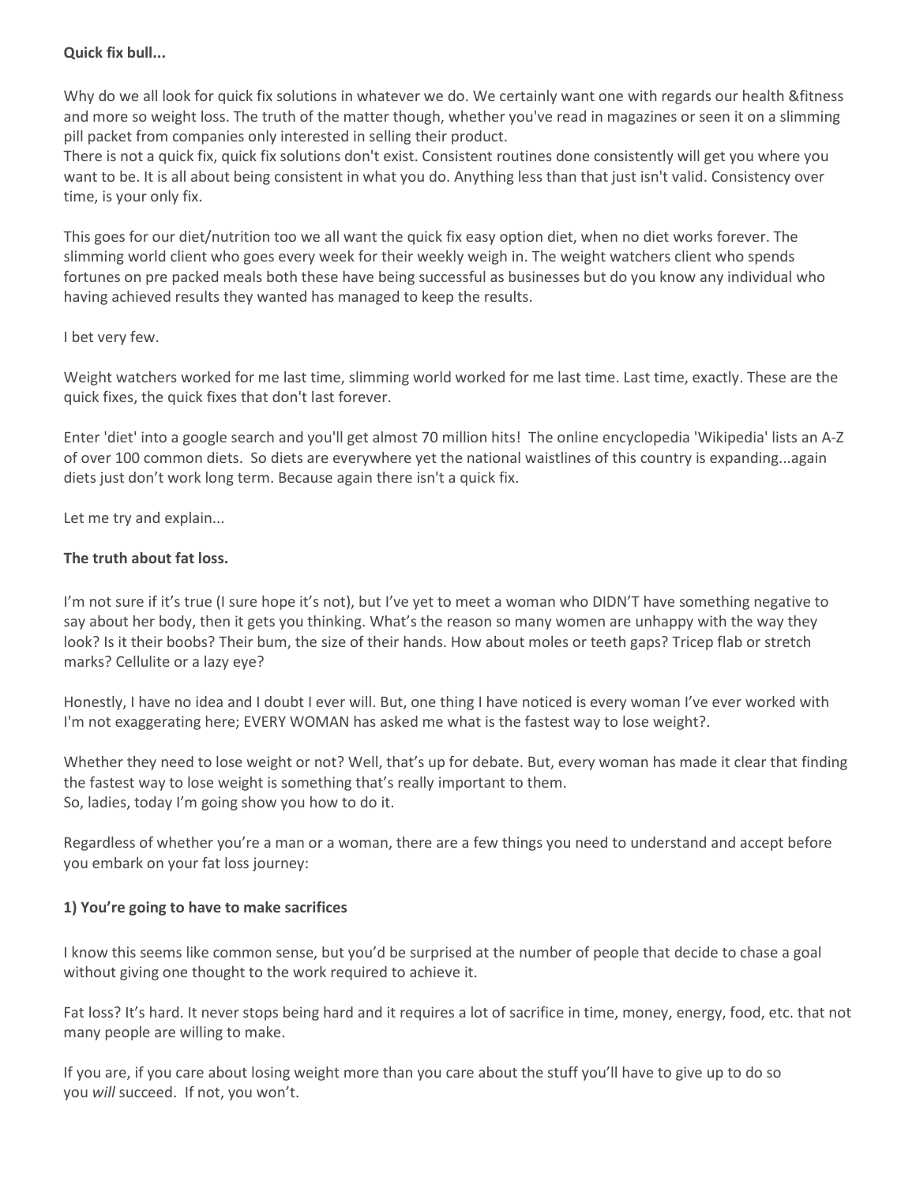**Quick fix bull...**

Why do we all look for quick fix solutions in whatever we do. We certainly want one with regards our health &fitness and more so weight loss. The truth of the matter though, whether you've read in magazines or seen it on a slimming pill packet from companies only interested in selling their product.
There is not a quick fix, quick fix solutions don't exist. Consistent routines done consistently will get you where you want to be. It is all about being consistent in what you do. Anything less than that just isn't valid. Consistency over time, is your only fix.

This goes for our diet/nutrition too we all want the quick fix easy option diet, when no diet works forever. The slimming world client who goes every week for their weekly weigh in. The weight watchers client who spends fortunes on pre packed meals both these have being successful as businesses but do you know any individual who having achieved results they wanted has managed to keep the results.

I bet very few.

Weight watchers worked for me last time, slimming world worked for me last time. Last time, exactly. These are the quick fixes, the quick fixes that don't last forever.

Enter 'diet' into a google search and you'll get almost 70 million hits! The online encyclopedia 'Wikipedia' lists an A-Z of over 100 common diets. So diets are everywhere yet the national waistlines of this country is expanding...again diets just don't work long term. Because again there isn't a quick fix.

Let me try and explain...

**The truth about fat loss.**

I'm not sure if it's true (I sure hope it's not), but I've yet to meet a woman who DIDN'T have something negative to say about her body, then it gets you thinking. What's the reason so many women are unhappy with the way they look? Is it their boobs? Their bum, the size of their hands. How about moles or teeth gaps? Tricep flab or stretch marks? Cellulite or a lazy eye?

Honestly, I have no idea and I doubt I ever will. But, one thing I have noticed is every woman I've ever worked with I'm not exaggerating here; EVERY WOMAN has asked me what is the fastest way to lose weight?.

Whether they need to lose weight or not? Well, that's up for debate. But, every woman has made it clear that finding the fastest way to lose weight is something that's really important to them.
So, ladies, today I'm going show you how to do it.

Regardless of whether you're a man or a woman, there are a few things you need to understand and accept before you embark on your fat loss journey:

**1) You're going to have to make sacrifices**

I know this seems like common sense, but you'd be surprised at the number of people that decide to chase a goal without giving one thought to the work required to achieve it.

Fat loss? It's hard. It never stops being hard and it requires a lot of sacrifice in time, money, energy, food, etc. that not many people are willing to make.

If you are, if you care about losing weight more than you care about the stuff you'll have to give up to do so you *will* succeed. If not, you won't.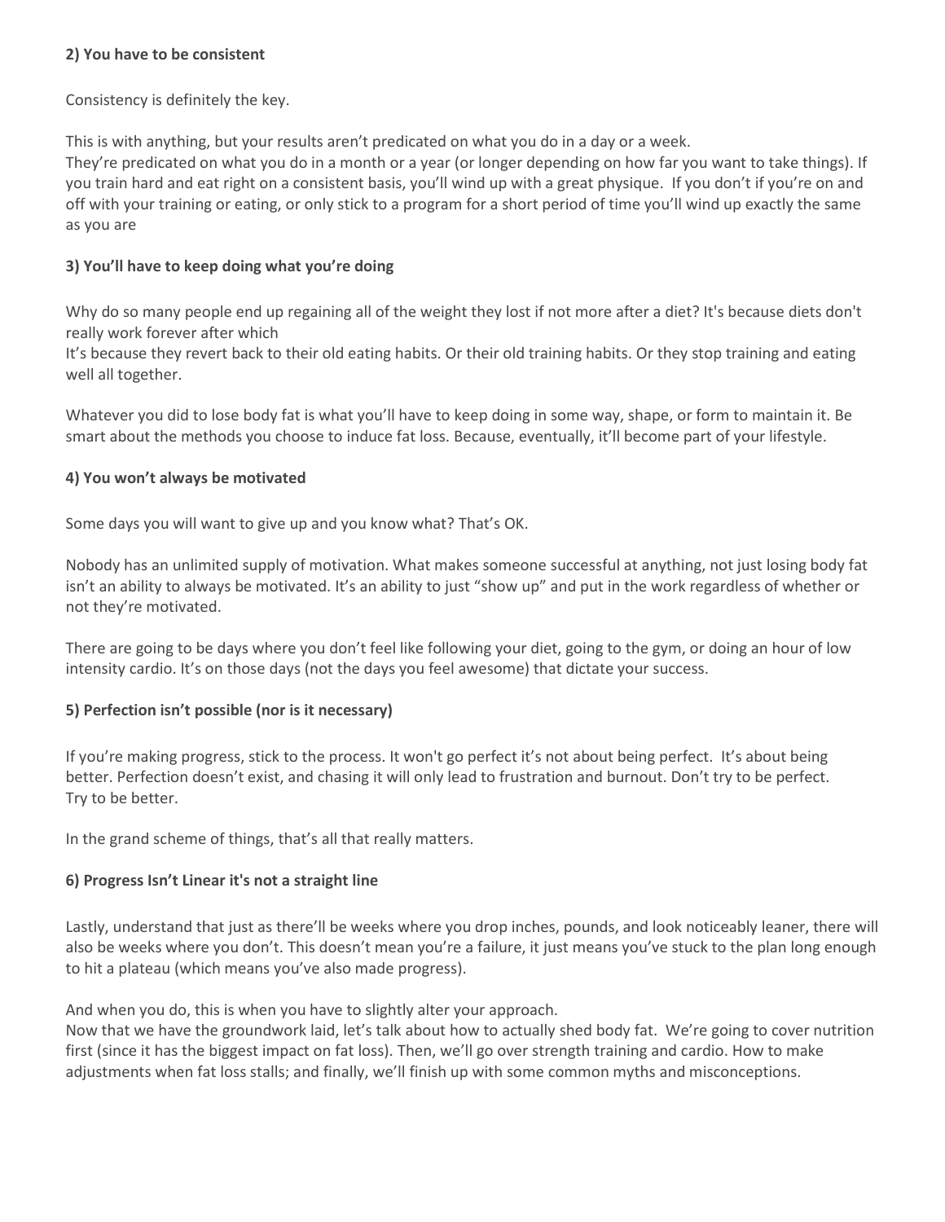**2) You have to be consistent**

Consistency is definitely the key.

This is with anything, but your results aren't predicated on what you do in a day or a week.
They're predicated on what you do in a month or a year (or longer depending on how far you want to take things). If you train hard and eat right on a consistent basis, you'll wind up with a great physique.  If you don't if you're on and off with your training or eating, or only stick to a program for a short period of time you'll wind up exactly the same as you are

**3) You'll have to keep doing what you're doing**

Why do so many people end up regaining all of the weight they lost if not more after a diet? It's because diets don't really work forever after which
It's because they revert back to their old eating habits. Or their old training habits. Or they stop training and eating well all together.

Whatever you did to lose body fat is what you'll have to keep doing in some way, shape, or form to maintain it. Be smart about the methods you choose to induce fat loss. Because, eventually, it'll become part of your lifestyle.

**4) You won't always be motivated**

Some days you will want to give up and you know what? That's OK.

Nobody has an unlimited supply of motivation. What makes someone successful at anything, not just losing body fat isn't an ability to always be motivated. It's an ability to just "show up" and put in the work regardless of whether or not they're motivated.

There are going to be days where you don't feel like following your diet, going to the gym, or doing an hour of low intensity cardio. It's on those days (not the days you feel awesome) that dictate your success.

**5) Perfection isn't possible (nor is it necessary)**

If you're making progress, stick to the process. It won't go perfect it's not about being perfect.  It's about being better. Perfection doesn't exist, and chasing it will only lead to frustration and burnout. Don't try to be perfect.
Try to be better.

In the grand scheme of things, that's all that really matters.

**6) Progress Isn't Linear it's not a straight line**

Lastly, understand that just as there'll be weeks where you drop inches, pounds, and look noticeably leaner, there will also be weeks where you don't. This doesn't mean you're a failure, it just means you've stuck to the plan long enough to hit a plateau (which means you've also made progress).

And when you do, this is when you have to slightly alter your approach.
Now that we have the groundwork laid, let's talk about how to actually shed body fat.  We're going to cover nutrition first (since it has the biggest impact on fat loss). Then, we'll go over strength training and cardio. How to make adjustments when fat loss stalls; and finally, we'll finish up with some common myths and misconceptions.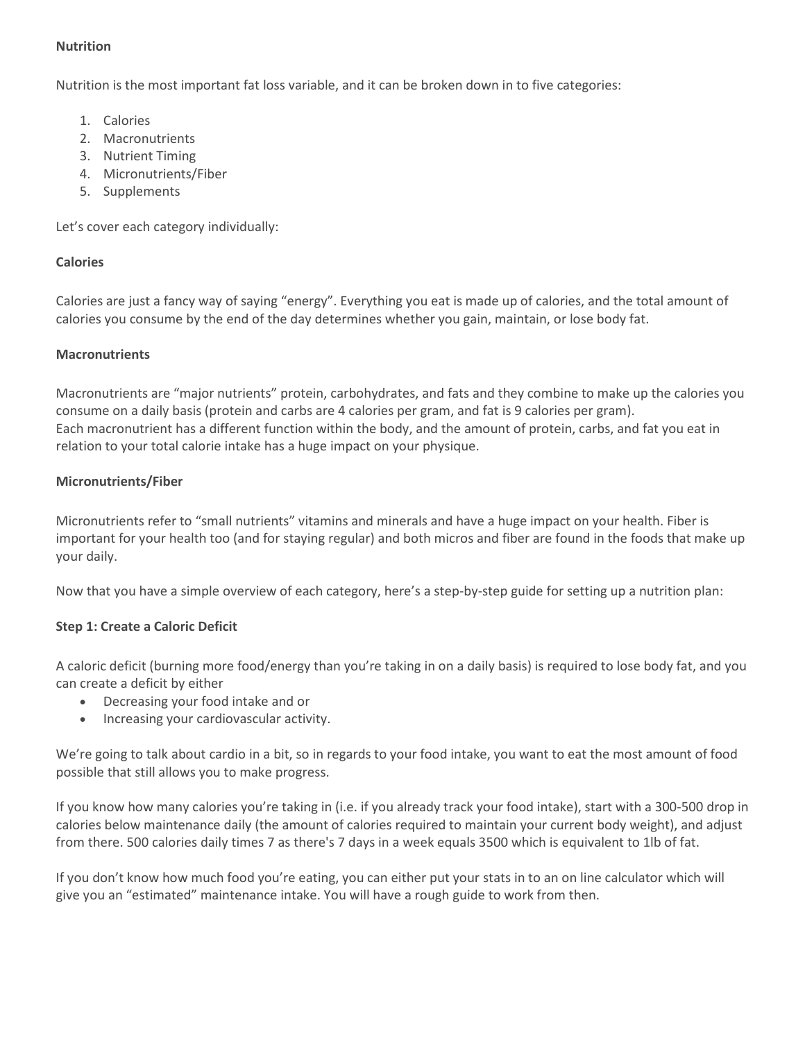**Nutrition**

Nutrition is the most important fat loss variable, and it can be broken down in to five categories:

1. Calories
2. Macronutrients
3. Nutrient Timing
4. Micronutrients/Fiber
5. Supplements

Let's cover each category individually:

**Calories**

Calories are just a fancy way of saying "energy". Everything you eat is made up of calories, and the total amount of calories you consume by the end of the day determines whether you gain, maintain, or lose body fat.

**Macronutrients**

Macronutrients are "major nutrients" protein, carbohydrates, and fats and they combine to make up the calories you consume on a daily basis (protein and carbs are 4 calories per gram, and fat is 9 calories per gram).
Each macronutrient has a different function within the body, and the amount of protein, carbs, and fat you eat in relation to your total calorie intake has a huge impact on your physique.

**Micronutrients/Fiber**

Micronutrients refer to "small nutrients" vitamins and minerals and have a huge impact on your health. Fiber is important for your health too (and for staying regular) and both micros and fiber are found in the foods that make up your daily.

Now that you have a simple overview of each category, here's a step-by-step guide for setting up a nutrition plan:

**Step 1: Create a Caloric Deficit**

A caloric deficit (burning more food/energy than you're taking in on a daily basis) is required to lose body fat, and you can create a deficit by either

- Decreasing your food intake and or
- Increasing your cardiovascular activity.

We're going to talk about cardio in a bit, so in regards to your food intake, you want to eat the most amount of food possible that still allows you to make progress.

If you know how many calories you're taking in (i.e. if you already track your food intake), start with a 300-500 drop in calories below maintenance daily (the amount of calories required to maintain your current body weight), and adjust from there. 500 calories daily times 7 as there's 7 days in a week equals 3500 which is equivalent to 1lb of fat.

If you don't know how much food you're eating, you can either put your stats in to an on line calculator which will give you an "estimated" maintenance intake. You will have a rough guide to work from then.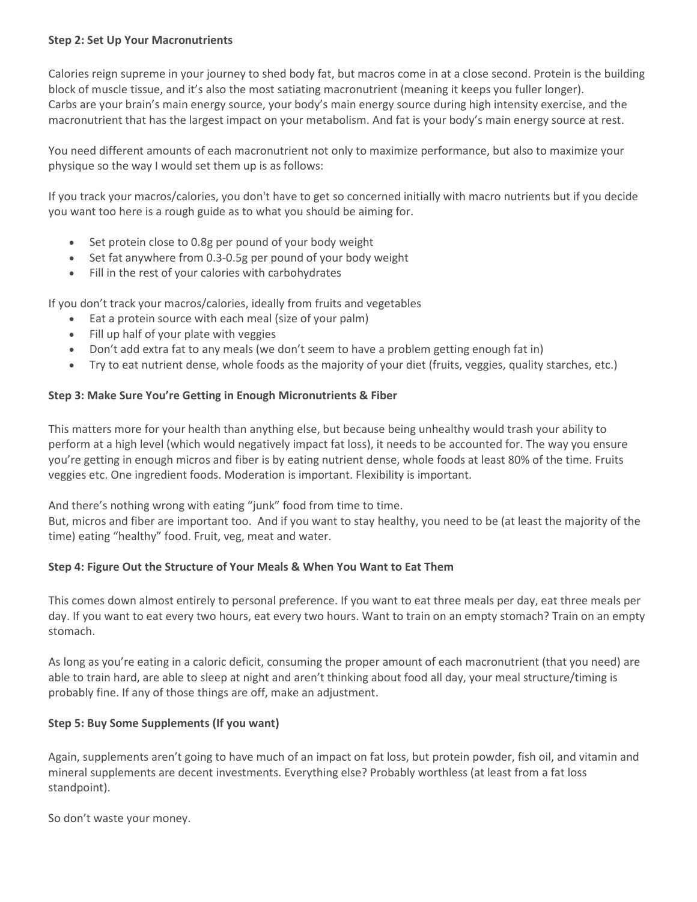**Step 2: Set Up Your Macronutrients**

Calories reign supreme in your journey to shed body fat, but macros come in at a close second. Protein is the building block of muscle tissue, and it's also the most satiating macronutrient (meaning it keeps you fuller longer).
Carbs are your brain's main energy source, your body's main energy source during high intensity exercise, and the macronutrient that has the largest impact on your metabolism. And fat is your body's main energy source at rest.

You need different amounts of each macronutrient not only to maximize performance, but also to maximize your physique so the way I would set them up is as follows:

If you track your macros/calories, you don't have to get so concerned initially with macro nutrients but if you decide you want too here is a rough guide as to what you should be aiming for.

- Set protein close to 0.8g per pound of your body weight
- Set fat anywhere from 0.3-0.5g per pound of your body weight
- Fill in the rest of your calories with carbohydrates

If you don't track your macros/calories, ideally from fruits and vegetables

- Eat a protein source with each meal (size of your palm)
- Fill up half of your plate with veggies
- Don't add extra fat to any meals (we don't seem to have a problem getting enough fat in)
- Try to eat nutrient dense, whole foods as the majority of your diet (fruits, veggies, quality starches, etc.)

**Step 3: Make Sure You're Getting in Enough Micronutrients & Fiber**

This matters more for your health than anything else, but because being unhealthy would trash your ability to perform at a high level (which would negatively impact fat loss), it needs to be accounted for. The way you ensure you're getting in enough micros and fiber is by eating nutrient dense, whole foods at least 80% of the time. Fruits veggies etc. One ingredient foods. Moderation is important. Flexibility is important.

And there's nothing wrong with eating "junk" food from time to time.
But, micros and fiber are important too. And if you want to stay healthy, you need to be (at least the majority of the time) eating "healthy" food. Fruit, veg, meat and water.

**Step 4: Figure Out the Structure of Your Meals & When You Want to Eat Them**

This comes down almost entirely to personal preference. If you want to eat three meals per day, eat three meals per day. If you want to eat every two hours, eat every two hours. Want to train on an empty stomach? Train on an empty stomach.

As long as you're eating in a caloric deficit, consuming the proper amount of each macronutrient (that you need) are able to train hard, are able to sleep at night and aren't thinking about food all day, your meal structure/timing is probably fine. If any of those things are off, make an adjustment.

**Step 5: Buy Some Supplements (If you want)**

Again, supplements aren't going to have much of an impact on fat loss, but protein powder, fish oil, and vitamin and mineral supplements are decent investments. Everything else? Probably worthless (at least from a fat loss standpoint).

So don't waste your money.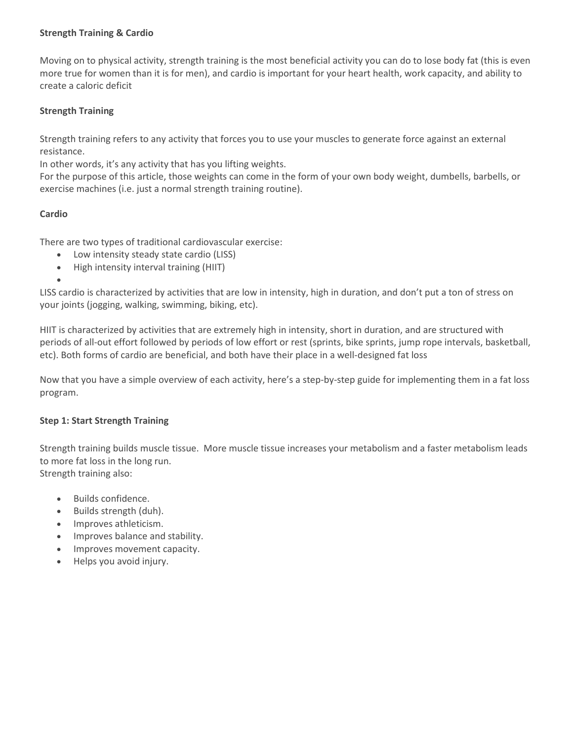**Strength Training & Cardio**

Moving on to physical activity, strength training is the most beneficial activity you can do to lose body fat (this is even more true for women than it is for men), and cardio is important for your heart health, work capacity, and ability to create a caloric deficit

**Strength Training**

Strength training refers to any activity that forces you to use your muscles to generate force against an external resistance.
In other words, it's any activity that has you lifting weights.
For the purpose of this article, those weights can come in the form of your own body weight, dumbells, barbells, or exercise machines (i.e. just a normal strength training routine).

**Cardio**

There are two types of traditional cardiovascular exercise:

- Low intensity steady state cardio (LISS)
- High intensity interval training (HIIT)

LISS cardio is characterized by activities that are low in intensity, high in duration, and don't put a ton of stress on your joints (jogging, walking, swimming, biking, etc).

HIIT is characterized by activities that are extremely high in intensity, short in duration, and are structured with periods of all-out effort followed by periods of low effort or rest (sprints, bike sprints, jump rope intervals, basketball, etc). Both forms of cardio are beneficial, and both have their place in a well-designed fat loss

Now that you have a simple overview of each activity, here's a step-by-step guide for implementing them in a fat loss program.

**Step 1: Start Strength Training**

Strength training builds muscle tissue. More muscle tissue increases your metabolism and a faster metabolism leads to more fat loss in the long run.
Strength training also:

- Builds confidence.
- Builds strength (duh).
- Improves athleticism.
- Improves balance and stability.
- Improves movement capacity.
- Helps you avoid injury.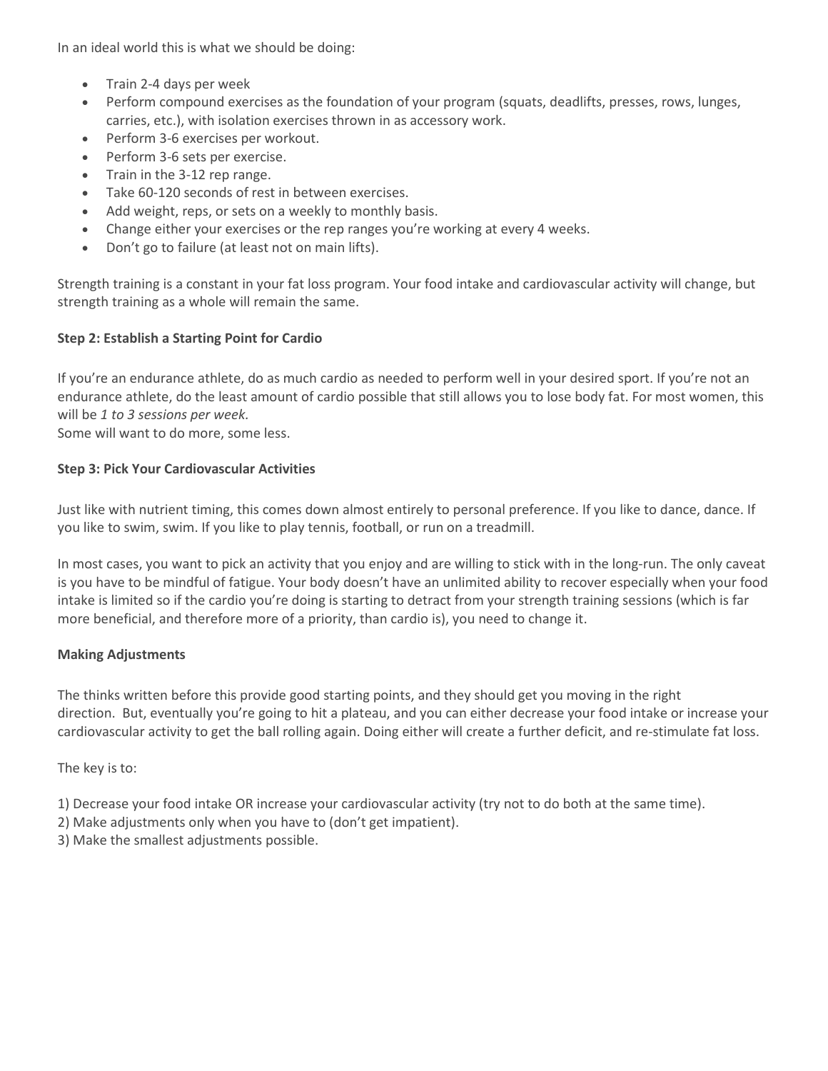In an ideal world this is what we should be doing:

- Train 2-4 days per week
- Perform compound exercises as the foundation of your program (squats, deadlifts, presses, rows, lunges, carries, etc.), with isolation exercises thrown in as accessory work.
- Perform 3-6 exercises per workout.
- Perform 3-6 sets per exercise.
- Train in the 3-12 rep range.
- Take 60-120 seconds of rest in between exercises.
- Add weight, reps, or sets on a weekly to monthly basis.
- Change either your exercises or the rep ranges you're working at every 4 weeks.
- Don't go to failure (at least not on main lifts).

Strength training is a constant in your fat loss program. Your food intake and cardiovascular activity will change, but strength training as a whole will remain the same.

**Step 2: Establish a Starting Point for Cardio**

If you're an endurance athlete, do as much cardio as needed to perform well in your desired sport. If you're not an endurance athlete, do the least amount of cardio possible that still allows you to lose body fat. For most women, this will be *1 to 3 sessions per week.*
Some will want to do more, some less.

**Step 3: Pick Your Cardiovascular Activities**

Just like with nutrient timing, this comes down almost entirely to personal preference. If you like to dance, dance. If you like to swim, swim. If you like to play tennis, football, or run on a treadmill.

In most cases, you want to pick an activity that you enjoy and are willing to stick with in the long-run. The only caveat is you have to be mindful of fatigue. Your body doesn't have an unlimited ability to recover especially when your food intake is limited so if the cardio you're doing is starting to detract from your strength training sessions (which is far more beneficial, and therefore more of a priority, than cardio is), you need to change it.

**Making Adjustments**

The thinks written before this provide good starting points, and they should get you moving in the right direction. But, eventually you're going to hit a plateau, and you can either decrease your food intake or increase your cardiovascular activity to get the ball rolling again. Doing either will create a further deficit, and re-stimulate fat loss.

The key is to:

1) Decrease your food intake OR increase your cardiovascular activity (try not to do both at the same time).
2) Make adjustments only when you have to (don't get impatient).
3) Make the smallest adjustments possible.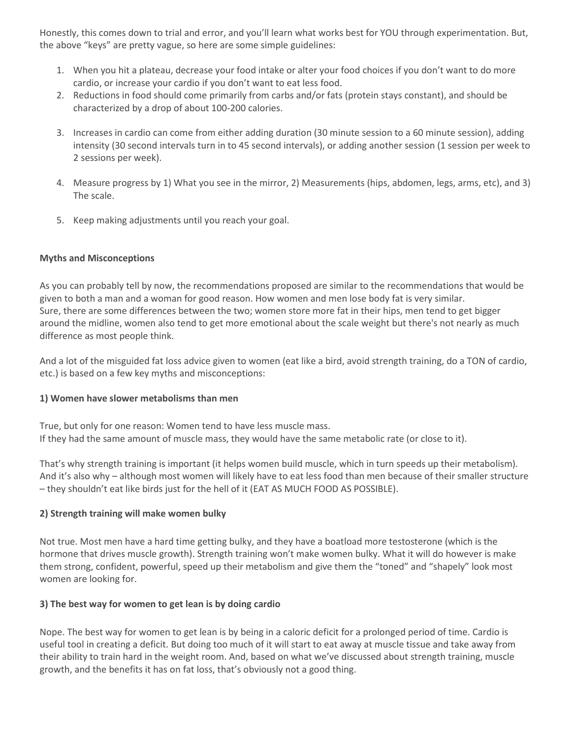Honestly, this comes down to trial and error, and you'll learn what works best for YOU through experimentation. But, the above "keys" are pretty vague, so here are some simple guidelines:

1. When you hit a plateau, decrease your food intake or alter your food choices if you don't want to do more cardio, or increase your cardio if you don't want to eat less food.
2. Reductions in food should come primarily from carbs and/or fats (protein stays constant), and should be characterized by a drop of about 100-200 calories.
3. Increases in cardio can come from either adding duration (30 minute session to a 60 minute session), adding intensity (30 second intervals turn in to 45 second intervals), or adding another session (1 session per week to 2 sessions per week).
4. Measure progress by 1) What you see in the mirror, 2) Measurements (hips, abdomen, legs, arms, etc), and 3) The scale.
5. Keep making adjustments until you reach your goal.

**Myths and Misconceptions**

As you can probably tell by now, the recommendations proposed are similar to the recommendations that would be given to both a man and a woman for good reason. How women and men lose body fat is very similar.
Sure, there are some differences between the two; women store more fat in their hips, men tend to get bigger around the midline, women also tend to get more emotional about the scale weight but there's not nearly as much difference as most people think.

And a lot of the misguided fat loss advice given to women (eat like a bird, avoid strength training, do a TON of cardio, etc.) is based on a few key myths and misconceptions:

**1) Women have slower metabolisms than men**

True, but only for one reason: Women tend to have less muscle mass.
If they had the same amount of muscle mass, they would have the same metabolic rate (or close to it).

That's why strength training is important (it helps women build muscle, which in turn speeds up their metabolism). And it's also why – although most women will likely have to eat less food than men because of their smaller structure – they shouldn't eat like birds just for the hell of it (EAT AS MUCH FOOD AS POSSIBLE).

**2) Strength training will make women bulky**

Not true. Most men have a hard time getting bulky, and they have a boatload more testosterone (which is the hormone that drives muscle growth). Strength training won't make women bulky. What it will do however is make them strong, confident, powerful, speed up their metabolism and give them the "toned" and "shapely" look most women are looking for.

**3) The best way for women to get lean is by doing cardio**

Nope. The best way for women to get lean is by being in a caloric deficit for a prolonged period of time. Cardio is useful tool in creating a deficit. But doing too much of it will start to eat away at muscle tissue and take away from their ability to train hard in the weight room. And, based on what we've discussed about strength training, muscle growth, and the benefits it has on fat loss, that's obviously not a good thing.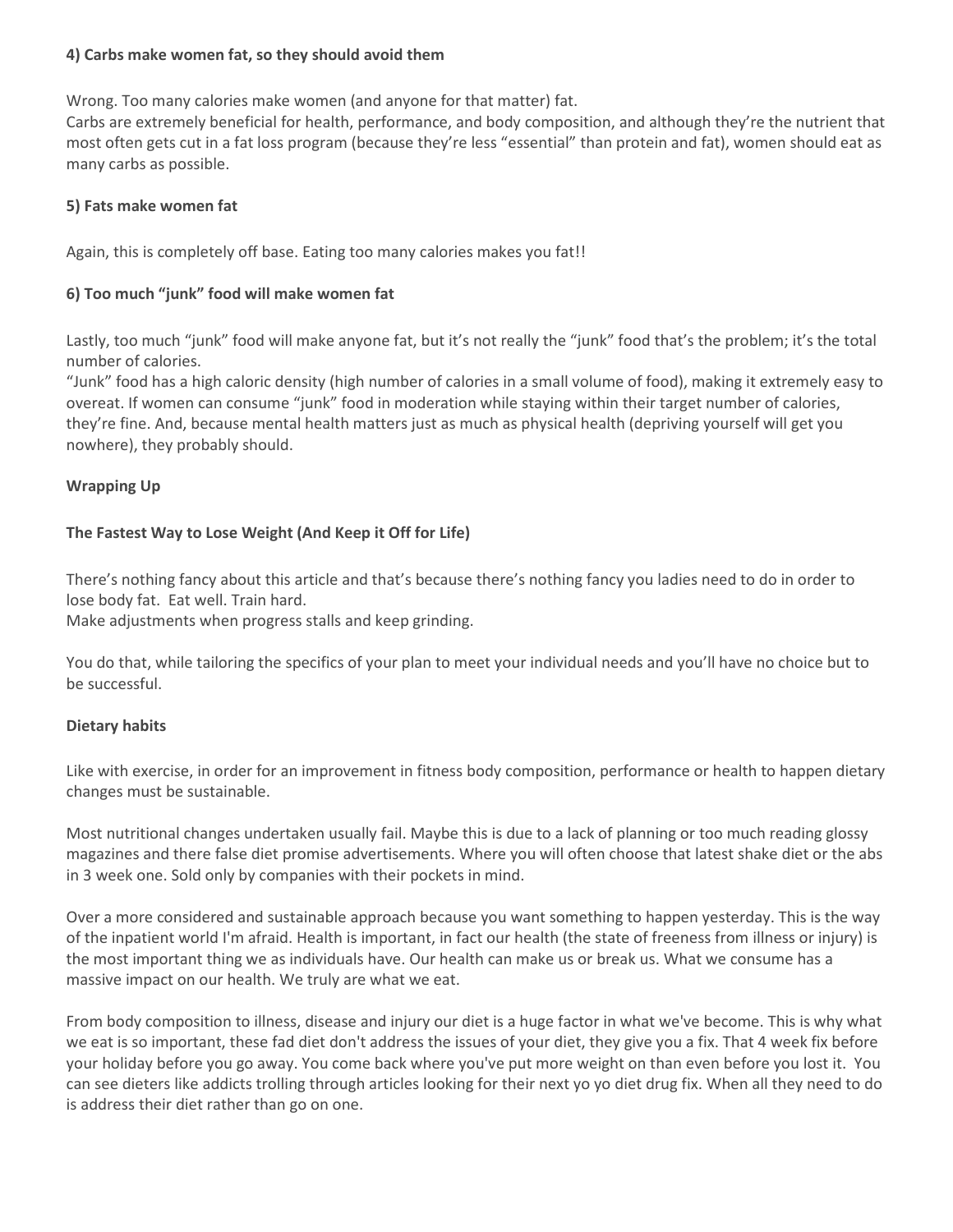**4) Carbs make women fat, so they should avoid them**

Wrong. Too many calories make women (and anyone for that matter) fat.
Carbs are extremely beneficial for health, performance, and body composition, and although they're the nutrient that most often gets cut in a fat loss program (because they're less "essential" than protein and fat), women should eat as many carbs as possible.

**5) Fats make women fat**

Again, this is completely off base. Eating too many calories makes you fat!!

**6) Too much "junk" food will make women fat**

Lastly, too much "junk" food will make anyone fat, but it's not really the "junk" food that's the problem; it's the total number of calories.
"Junk" food has a high caloric density (high number of calories in a small volume of food), making it extremely easy to overeat. If women can consume "junk" food in moderation while staying within their target number of calories, they're fine. And, because mental health matters just as much as physical health (depriving yourself will get you nowhere), they probably should.

**Wrapping Up**

**The Fastest Way to Lose Weight (And Keep it Off for Life)**

There's nothing fancy about this article and that's because there's nothing fancy you ladies need to do in order to lose body fat. Eat well. Train hard.
Make adjustments when progress stalls and keep grinding.

You do that, while tailoring the specifics of your plan to meet your individual needs and you'll have no choice but to be successful.

**Dietary habits**

Like with exercise, in order for an improvement in fitness body composition, performance or health to happen dietary changes must be sustainable.

Most nutritional changes undertaken usually fail. Maybe this is due to a lack of planning or too much reading glossy magazines and there false diet promise advertisements. Where you will often choose that latest shake diet or the abs in 3 week one. Sold only by companies with their pockets in mind.

Over a more considered and sustainable approach because you want something to happen yesterday. This is the way of the inpatient world I'm afraid. Health is important, in fact our health (the state of freeness from illness or injury) is the most important thing we as individuals have. Our health can make us or break us. What we consume has a massive impact on our health. We truly are what we eat.

From body composition to illness, disease and injury our diet is a huge factor in what we've become. This is why what we eat is so important, these fad diet don't address the issues of your diet, they give you a fix. That 4 week fix before your holiday before you go away. You come back where you've put more weight on than even before you lost it. You can see dieters like addicts trolling through articles looking for their next yo yo diet drug fix. When all they need to do is address their diet rather than go on one.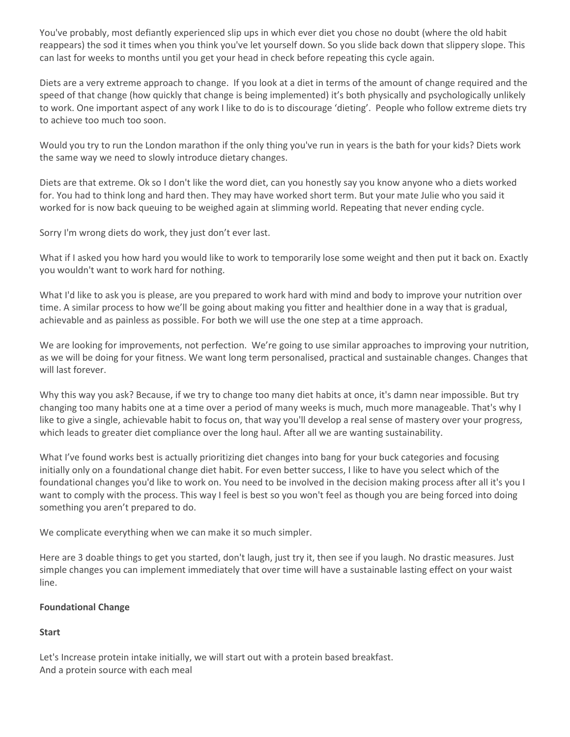You've probably, most defiantly experienced slip ups in which ever diet you chose no doubt (where the old habit reappears) the sod it times when you think you've let yourself down. So you slide back down that slippery slope. This can last for weeks to months until you get your head in check before repeating this cycle again.

Diets are a very extreme approach to change. If you look at a diet in terms of the amount of change required and the speed of that change (how quickly that change is being implemented) it's both physically and psychologically unlikely to work. One important aspect of any work I like to do is to discourage 'dieting'. People who follow extreme diets try to achieve too much too soon.

Would you try to run the London marathon if the only thing you've run in years is the bath for your kids? Diets work the same way we need to slowly introduce dietary changes.

Diets are that extreme. Ok so I don't like the word diet, can you honestly say you know anyone who a diets worked for. You had to think long and hard then. They may have worked short term. But your mate Julie who you said it worked for is now back queuing to be weighed again at slimming world. Repeating that never ending cycle.

Sorry I'm wrong diets do work, they just don't ever last.

What if I asked you how hard you would like to work to temporarily lose some weight and then put it back on. Exactly you wouldn't want to work hard for nothing.

What I'd like to ask you is please, are you prepared to work hard with mind and body to improve your nutrition over time. A similar process to how we'll be going about making you fitter and healthier done in a way that is gradual, achievable and as painless as possible. For both we will use the one step at a time approach.

We are looking for improvements, not perfection. We're going to use similar approaches to improving your nutrition, as we will be doing for your fitness. We want long term personalised, practical and sustainable changes. Changes that will last forever.

Why this way you ask? Because, if we try to change too many diet habits at once, it's damn near impossible. But try changing too many habits one at a time over a period of many weeks is much, much more manageable. That's why I like to give a single, achievable habit to focus on, that way you'll develop a real sense of mastery over your progress, which leads to greater diet compliance over the long haul. After all we are wanting sustainability.

What I've found works best is actually prioritizing diet changes into bang for your buck categories and focusing initially only on a foundational change diet habit. For even better success, I like to have you select which of the foundational changes you'd like to work on. You need to be involved in the decision making process after all it's you I want to comply with the process. This way I feel is best so you won't feel as though you are being forced into doing something you aren't prepared to do.

We complicate everything when we can make it so much simpler.

Here are 3 doable things to get you started, don't laugh, just try it, then see if you laugh. No drastic measures. Just simple changes you can implement immediately that over time will have a sustainable lasting effect on your waist line.

**Foundational Change**

**Start**

Let's Increase protein intake initially, we will start out with a protein based breakfast.
And a protein source with each meal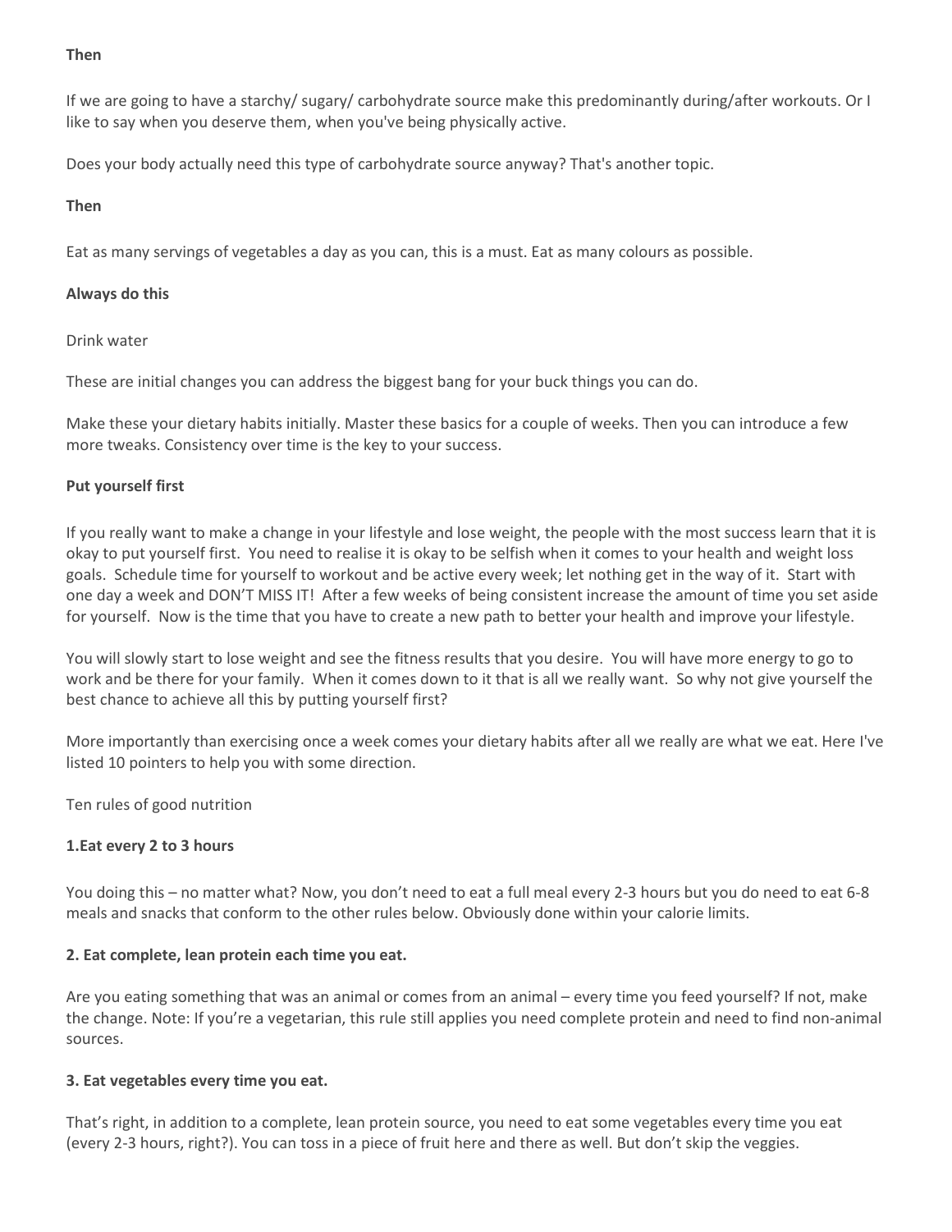**Then**

If we are going to have a starchy/ sugary/ carbohydrate source make this predominantly during/after workouts. Or I like to say when you deserve them, when you've being physically active.

Does your body actually need this type of carbohydrate source anyway? That's another topic.

**Then**

Eat as many servings of vegetables a day as you can, this is a must. Eat as many colours as possible.

**Always do this**

Drink water

These are initial changes you can address the biggest bang for your buck things you can do.

Make these your dietary habits initially. Master these basics for a couple of weeks. Then you can introduce a few more tweaks. Consistency over time is the key to your success.

**Put yourself first**

If you really want to make a change in your lifestyle and lose weight, the people with the most success learn that it is okay to put yourself first. You need to realise it is okay to be selfish when it comes to your health and weight loss goals. Schedule time for yourself to workout and be active every week; let nothing get in the way of it. Start with one day a week and DON'T MISS IT! After a few weeks of being consistent increase the amount of time you set aside for yourself. Now is the time that you have to create a new path to better your health and improve your lifestyle.

You will slowly start to lose weight and see the fitness results that you desire. You will have more energy to go to work and be there for your family. When it comes down to it that is all we really want. So why not give yourself the best chance to achieve all this by putting yourself first?

More importantly than exercising once a week comes your dietary habits after all we really are what we eat. Here I've listed 10 pointers to help you with some direction.

Ten rules of good nutrition

**1.Eat every 2 to 3 hours**

You doing this – no matter what? Now, you don't need to eat a full meal every 2-3 hours but you do need to eat 6-8 meals and snacks that conform to the other rules below. Obviously done within your calorie limits.

**2. Eat complete, lean protein each time you eat.**

Are you eating something that was an animal or comes from an animal – every time you feed yourself? If not, make the change. Note: If you're a vegetarian, this rule still applies you need complete protein and need to find non-animal sources.

**3. Eat vegetables every time you eat.**

That's right, in addition to a complete, lean protein source, you need to eat some vegetables every time you eat (every 2-3 hours, right?). You can toss in a piece of fruit here and there as well. But don't skip the veggies.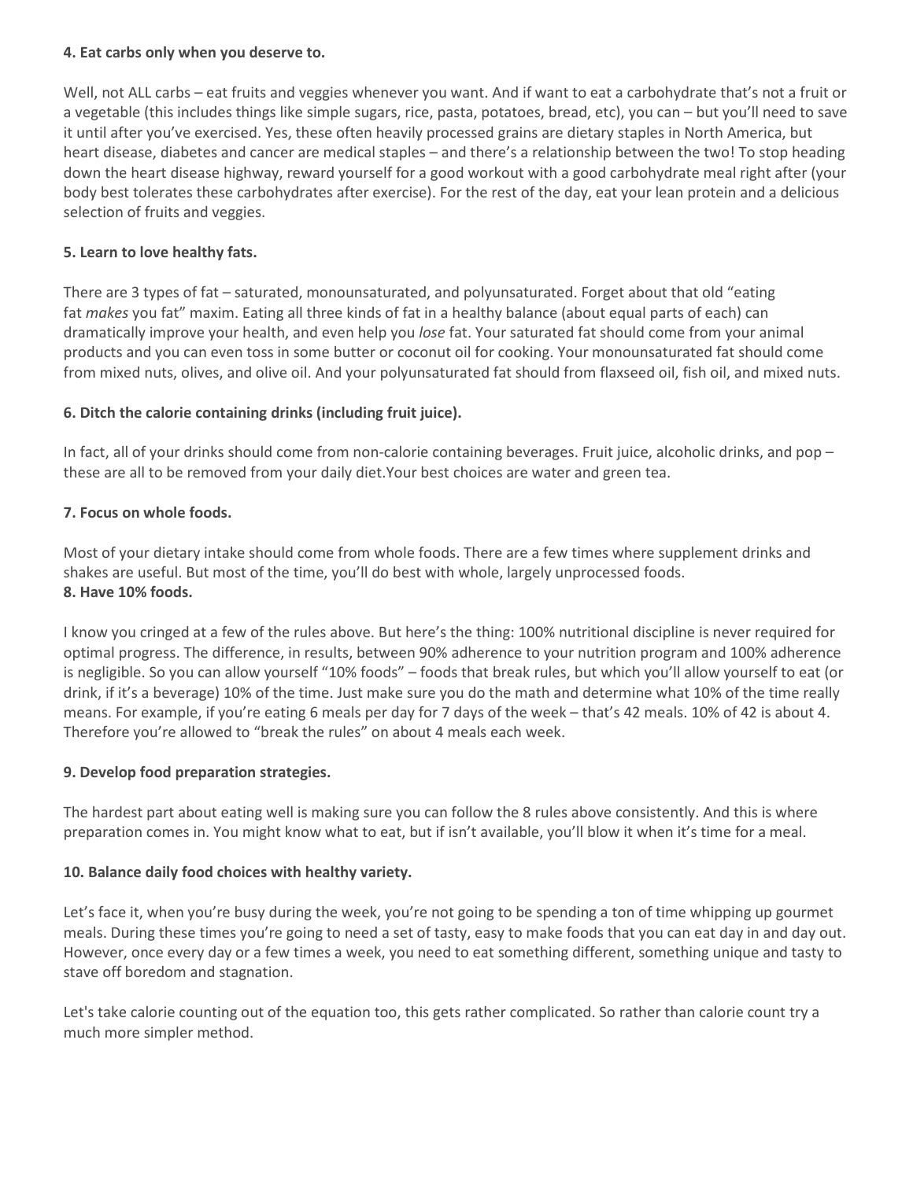**4. Eat carbs only when you deserve to.**

Well, not ALL carbs – eat fruits and veggies whenever you want. And if want to eat a carbohydrate that's not a fruit or a vegetable (this includes things like simple sugars, rice, pasta, potatoes, bread, etc), you can – but you'll need to save it until after you've exercised. Yes, these often heavily processed grains are dietary staples in North America, but heart disease, diabetes and cancer are medical staples – and there's a relationship between the two! To stop heading down the heart disease highway, reward yourself for a good workout with a good carbohydrate meal right after (your body best tolerates these carbohydrates after exercise). For the rest of the day, eat your lean protein and a delicious selection of fruits and veggies.

**5. Learn to love healthy fats.**

There are 3 types of fat – saturated, monounsaturated, and polyunsaturated. Forget about that old "eating fat *makes* you fat" maxim. Eating all three kinds of fat in a healthy balance (about equal parts of each) can dramatically improve your health, and even help you *lose* fat. Your saturated fat should come from your animal products and you can even toss in some butter or coconut oil for cooking. Your monounsaturated fat should come from mixed nuts, olives, and olive oil. And your polyunsaturated fat should from flaxseed oil, fish oil, and mixed nuts.

**6. Ditch the calorie containing drinks (including fruit juice).**

In fact, all of your drinks should come from non-calorie containing beverages. Fruit juice, alcoholic drinks, and pop – these are all to be removed from your daily diet.Your best choices are water and green tea.

**7. Focus on whole foods.**

Most of your dietary intake should come from whole foods. There are a few times where supplement drinks and shakes are useful. But most of the time, you'll do best with whole, largely unprocessed foods.

**8. Have 10% foods.**

I know you cringed at a few of the rules above. But here's the thing: 100% nutritional discipline is never required for optimal progress. The difference, in results, between 90% adherence to your nutrition program and 100% adherence is negligible. So you can allow yourself "10% foods" – foods that break rules, but which you'll allow yourself to eat (or drink, if it's a beverage) 10% of the time. Just make sure you do the math and determine what 10% of the time really means. For example, if you're eating 6 meals per day for 7 days of the week – that's 42 meals. 10% of 42 is about 4. Therefore you're allowed to "break the rules" on about 4 meals each week.

**9. Develop food preparation strategies.**

The hardest part about eating well is making sure you can follow the 8 rules above consistently. And this is where preparation comes in. You might know what to eat, but if isn't available, you'll blow it when it's time for a meal.

**10. Balance daily food choices with healthy variety.**

Let's face it, when you're busy during the week, you're not going to be spending a ton of time whipping up gourmet meals. During these times you're going to need a set of tasty, easy to make foods that you can eat day in and day out. However, once every day or a few times a week, you need to eat something different, something unique and tasty to stave off boredom and stagnation.

Let's take calorie counting out of the equation too, this gets rather complicated. So rather than calorie count try a much more simpler method.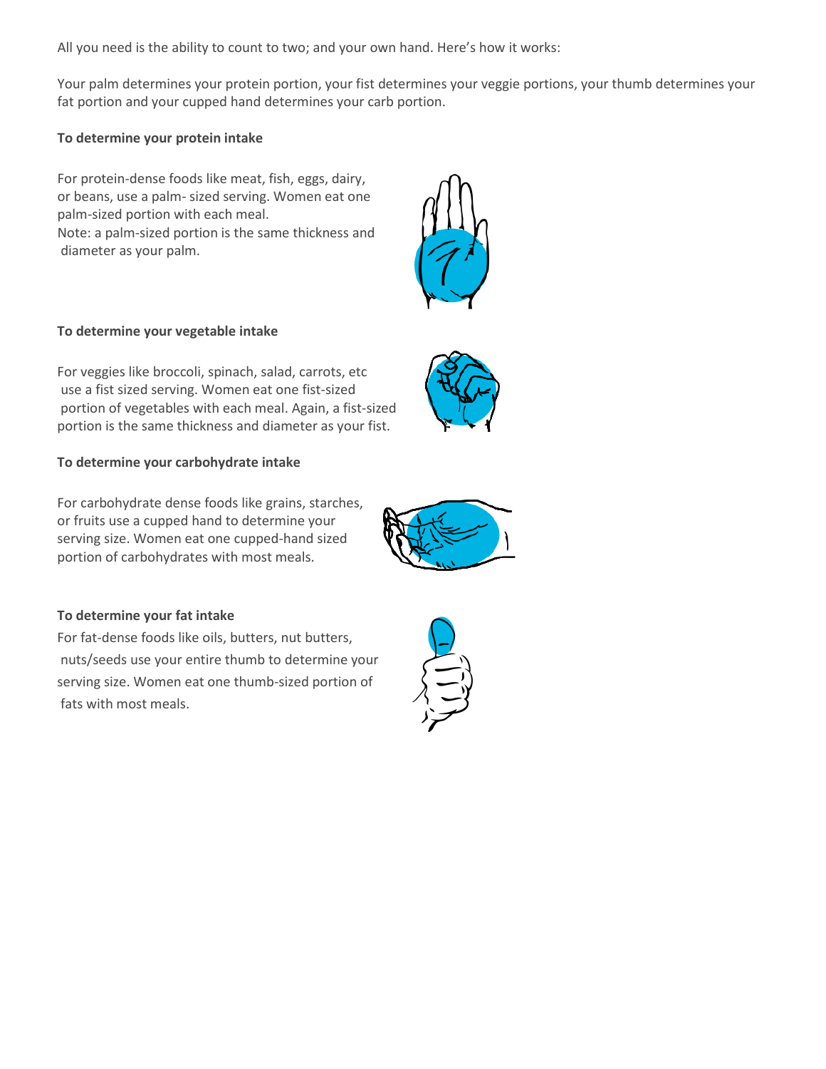All you need is the ability to count to two; and your own hand. Here's how it works:

Your palm determines your protein portion, your fist determines your veggie portions, your thumb determines your fat portion and your cupped hand determines your carb portion.

**To determine your protein intake**

For protein-dense foods like meat, fish, eggs, dairy, or beans, use a palm- sized serving. Women eat one palm-sized portion with each meal.
Note: a palm-sized portion is the same thickness and diameter as your palm.

**To determine your vegetable intake**

For veggies like broccoli, spinach, salad, carrots, etc use a fist sized serving. Women eat one fist-sized portion of vegetables with each meal. Again, a fist-sized portion is the same thickness and diameter as your fist.

**To determine your carbohydrate intake**

For carbohydrate dense foods like grains, starches, or fruits use a cupped hand to determine your serving size. Women eat one cupped-hand sized portion of carbohydrates with most meals.

**To determine your fat intake**

For fat-dense foods like oils, butters, nut butters, nuts/seeds use your entire thumb to determine your serving size. Women eat one thumb-sized portion of fats with most meals.